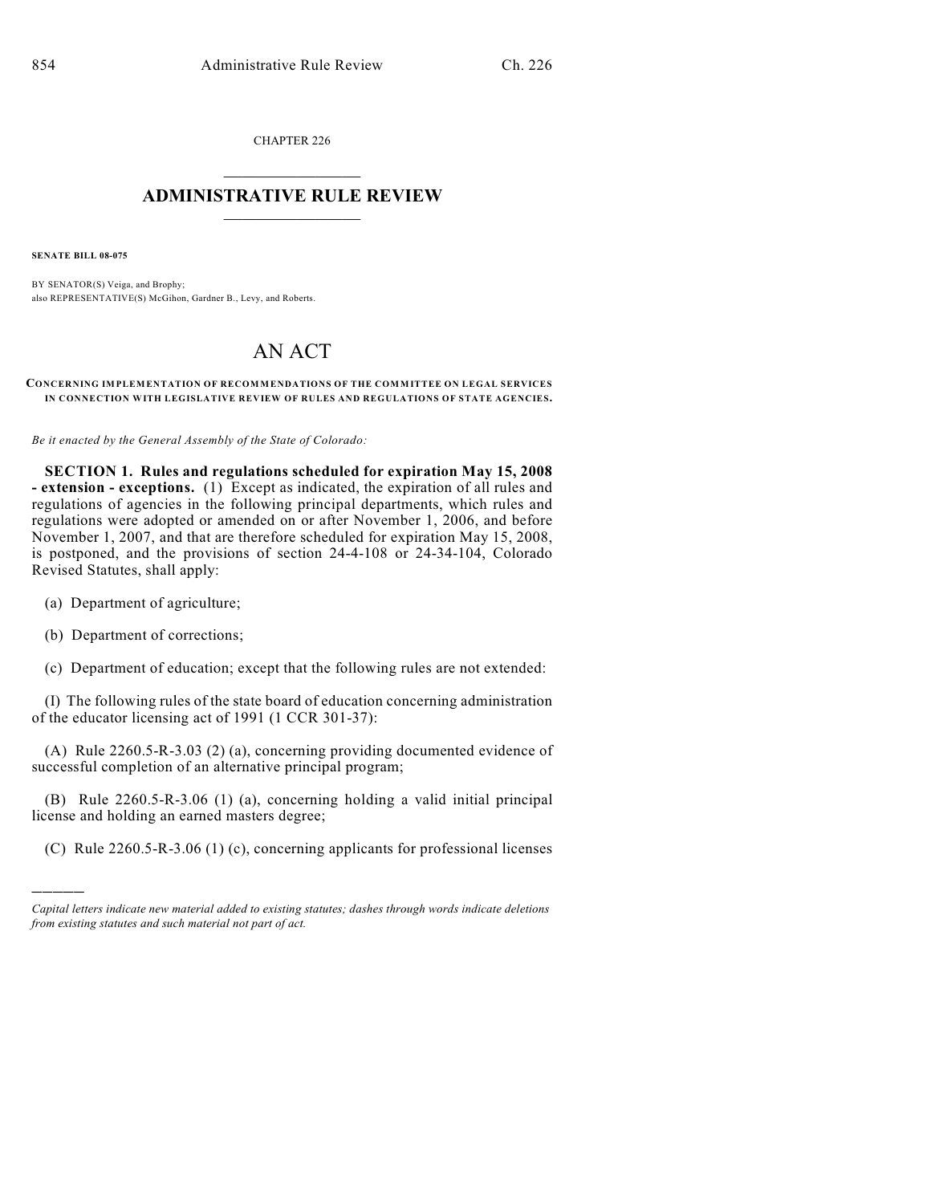CHAPTER 226

# ADMINISTRATIVE RULE REVIEW

**SENATE BILL 08-075**

BY SENATOR(S) Veiga, and Brophy;
also REPRESENTATIVE(S) McGihon, Gardner B., Levy, and Roberts.

# AN ACT

**CONCERNING IMPLEMENTATION OF RECOMMENDATIONS OF THE COMMITTEE ON LEGAL SERVICES IN CONNECTION WITH LEGISLATIVE REVIEW OF RULES AND REGULATIONS OF STATE AGENCIES.**

*Be it enacted by the General Assembly of the State of Colorado:*

**SECTION 1. Rules and regulations scheduled for expiration May 15, 2008 - extension - exceptions.** (1) Except as indicated, the expiration of all rules and regulations of agencies in the following principal departments, which rules and regulations were adopted or amended on or after November 1, 2006, and before November 1, 2007, and that are therefore scheduled for expiration May 15, 2008, is postponed, and the provisions of section 24-4-108 or 24-34-104, Colorado Revised Statutes, shall apply:

(a) Department of agriculture;

(b) Department of corrections;

(c) Department of education; except that the following rules are not extended:

(I) The following rules of the state board of education concerning administration of the educator licensing act of 1991 (1 CCR 301-37):

(A) Rule 2260.5-R-3.03 (2) (a), concerning providing documented evidence of successful completion of an alternative principal program;

(B) Rule 2260.5-R-3.06 (1) (a), concerning holding a valid initial principal license and holding an earned masters degree;

(C) Rule 2260.5-R-3.06 (1) (c), concerning applicants for professional licenses

---

*Capital letters indicate new material added to existing statutes; dashes through words indicate deletions from existing statutes and such material not part of act.*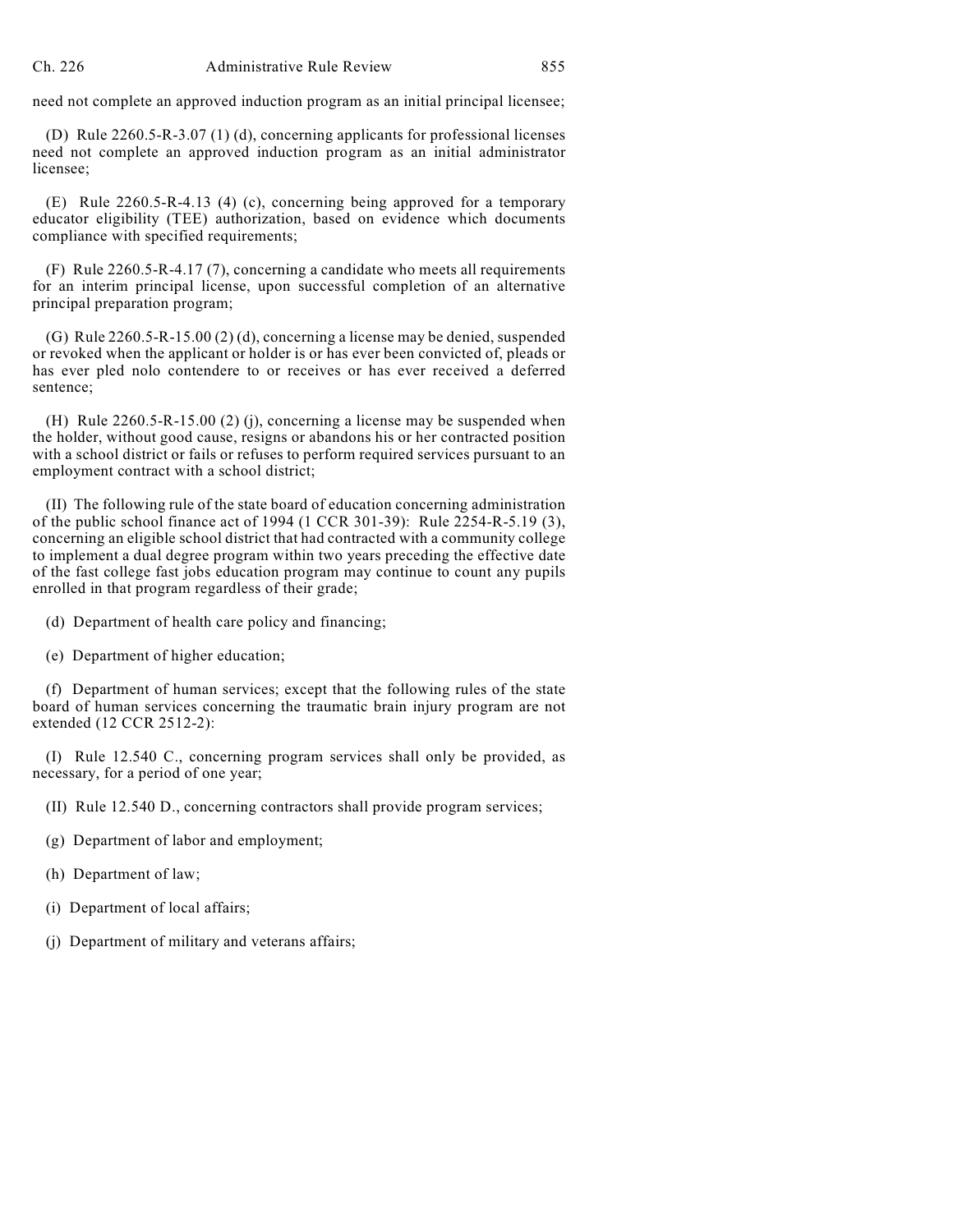need not complete an approved induction program as an initial principal licensee;

(D) Rule 2260.5-R-3.07 (1) (d), concerning applicants for professional licenses need not complete an approved induction program as an initial administrator licensee;

(E) Rule 2260.5-R-4.13 (4) (c), concerning being approved for a temporary educator eligibility (TEE) authorization, based on evidence which documents compliance with specified requirements;

(F) Rule 2260.5-R-4.17 (7), concerning a candidate who meets all requirements for an interim principal license, upon successful completion of an alternative principal preparation program;

(G) Rule 2260.5-R-15.00 (2) (d), concerning a license may be denied, suspended or revoked when the applicant or holder is or has ever been convicted of, pleads or has ever pled nolo contendere to or receives or has ever received a deferred sentence;

(H) Rule 2260.5-R-15.00 (2) (j), concerning a license may be suspended when the holder, without good cause, resigns or abandons his or her contracted position with a school district or fails or refuses to perform required services pursuant to an employment contract with a school district;

(II) The following rule of the state board of education concerning administration of the public school finance act of 1994 (1 CCR 301-39): Rule 2254-R-5.19 (3), concerning an eligible school district that had contracted with a community college to implement a dual degree program within two years preceding the effective date of the fast college fast jobs education program may continue to count any pupils enrolled in that program regardless of their grade;

(d) Department of health care policy and financing;

(e) Department of higher education;

(f) Department of human services; except that the following rules of the state board of human services concerning the traumatic brain injury program are not extended (12 CCR 2512-2):

(I) Rule 12.540 C., concerning program services shall only be provided, as necessary, for a period of one year;

(II) Rule 12.540 D., concerning contractors shall provide program services;

(g) Department of labor and employment;

(h) Department of law;

(i) Department of local affairs;

(j) Department of military and veterans affairs;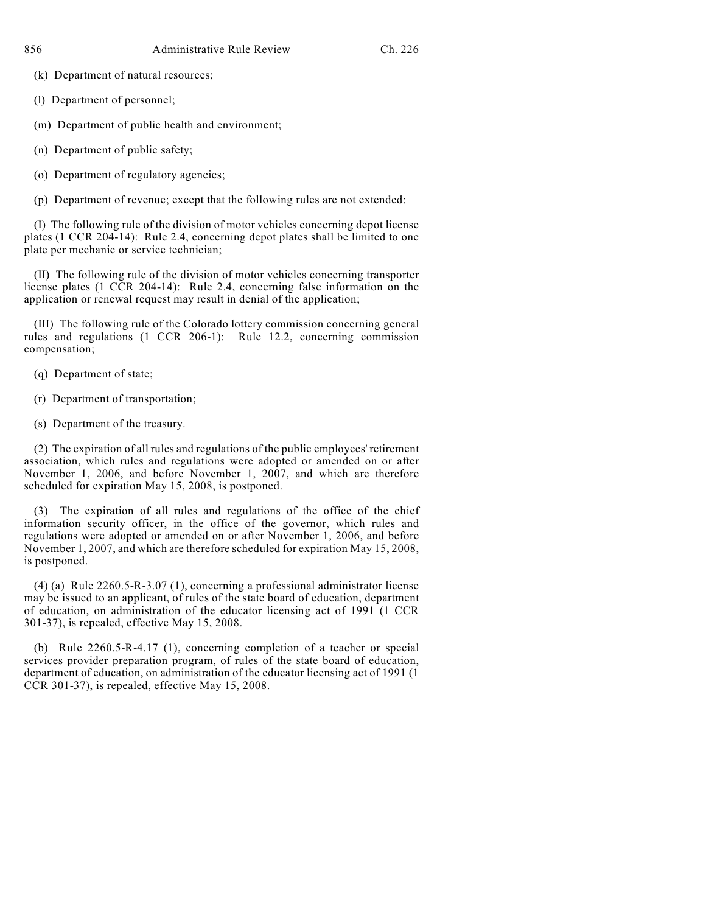(k) Department of natural resources;

(l) Department of personnel;

(m) Department of public health and environment;

(n) Department of public safety;

(o) Department of regulatory agencies;

(p) Department of revenue; except that the following rules are not extended:

(I) The following rule of the division of motor vehicles concerning depot license plates (1 CCR 204-14): Rule 2.4, concerning depot plates shall be limited to one plate per mechanic or service technician;

(II) The following rule of the division of motor vehicles concerning transporter license plates (1 CCR 204-14): Rule 2.4, concerning false information on the application or renewal request may result in denial of the application;

(III) The following rule of the Colorado lottery commission concerning general rules and regulations (1 CCR 206-1): Rule 12.2, concerning commission compensation;

(q) Department of state;

(r) Department of transportation;

(s) Department of the treasury.

(2) The expiration of all rules and regulations of the public employees' retirement association, which rules and regulations were adopted or amended on or after November 1, 2006, and before November 1, 2007, and which are therefore scheduled for expiration May 15, 2008, is postponed.

(3) The expiration of all rules and regulations of the office of the chief information security officer, in the office of the governor, which rules and regulations were adopted or amended on or after November 1, 2006, and before November 1, 2007, and which are therefore scheduled for expiration May 15, 2008, is postponed.

(4) (a) Rule 2260.5-R-3.07 (1), concerning a professional administrator license may be issued to an applicant, of rules of the state board of education, department of education, on administration of the educator licensing act of 1991 (1 CCR 301-37), is repealed, effective May 15, 2008.

(b) Rule 2260.5-R-4.17 (1), concerning completion of a teacher or special services provider preparation program, of rules of the state board of education, department of education, on administration of the educator licensing act of 1991 (1 CCR 301-37), is repealed, effective May 15, 2008.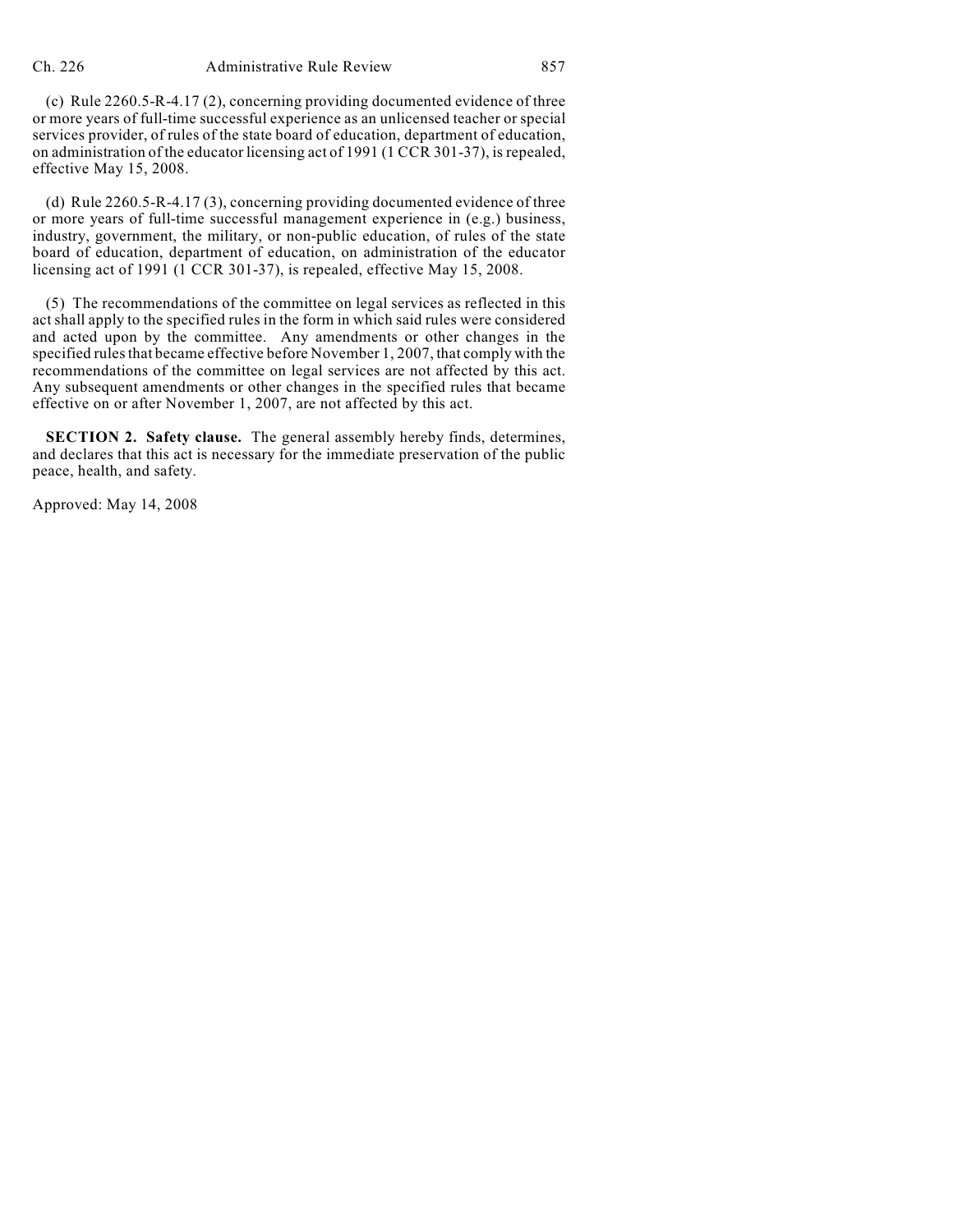(c) Rule 2260.5-R-4.17 (2), concerning providing documented evidence of three or more years of full-time successful experience as an unlicensed teacher or special services provider, of rules of the state board of education, department of education, on administration of the educator licensing act of 1991 (1 CCR 301-37), is repealed, effective May 15, 2008.

(d) Rule 2260.5-R-4.17 (3), concerning providing documented evidence of three or more years of full-time successful management experience in (e.g.) business, industry, government, the military, or non-public education, of rules of the state board of education, department of education, on administration of the educator licensing act of 1991 (1 CCR 301-37), is repealed, effective May 15, 2008.

(5) The recommendations of the committee on legal services as reflected in this act shall apply to the specified rules in the form in which said rules were considered and acted upon by the committee. Any amendments or other changes in the specified rules that became effective before November 1, 2007, that comply with the recommendations of the committee on legal services are not affected by this act. Any subsequent amendments or other changes in the specified rules that became effective on or after November 1, 2007, are not affected by this act.

**SECTION 2. Safety clause.** The general assembly hereby finds, determines, and declares that this act is necessary for the immediate preservation of the public peace, health, and safety.

Approved: May 14, 2008